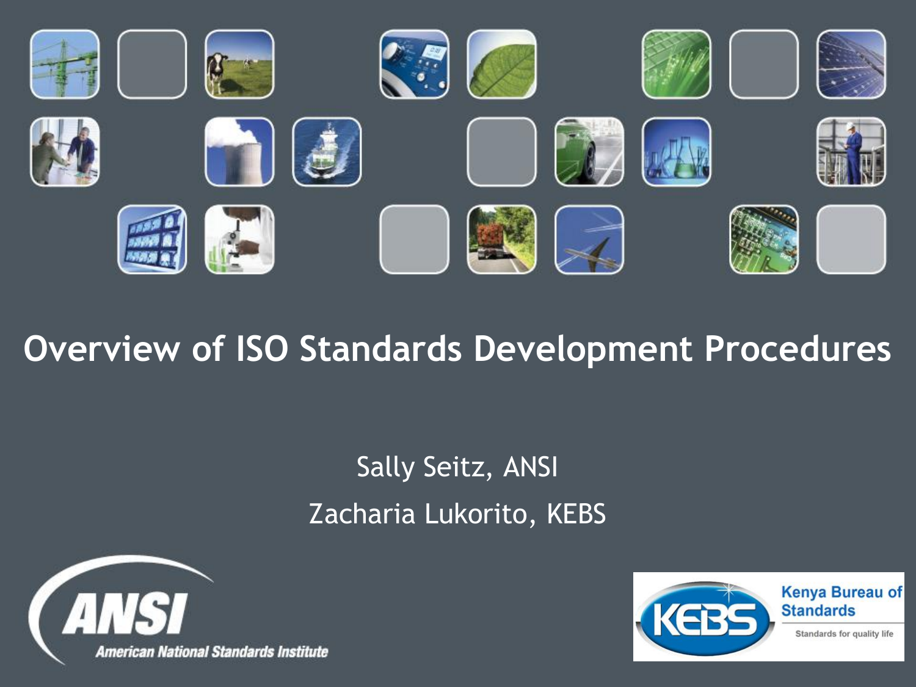# Overview of ISO Standards Development Procedures

Sally Seitz, ANSI

Zacharia Lukorito, KEBS

ANSI American National Standards Institute

KEBS Kenya Bureau of Standards

Standards for quality life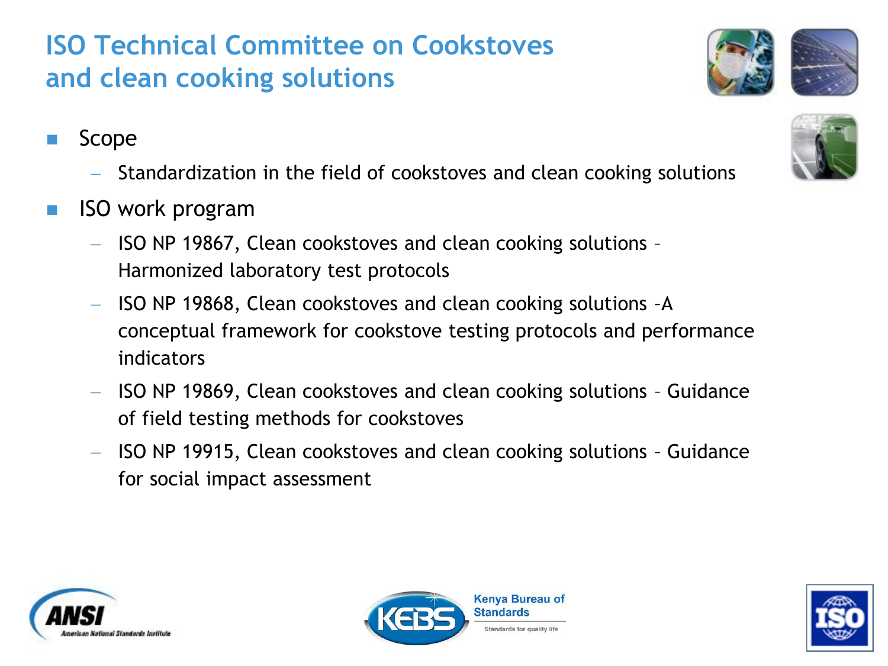# ISO Technical Committee on Cookstoves and clean cooking solutions

- Scope
  - Standardization in the field of cookstoves and clean cooking solutions
- ISO work program
  - ISO NP 19867, Clean cookstoves and clean cooking solutions – Harmonized laboratory test protocols
  - ISO NP 19868, Clean cookstoves and clean cooking solutions –A conceptual framework for cookstove testing protocols and performance indicators
  - ISO NP 19869, Clean cookstoves and clean cooking solutions – Guidance of field testing methods for cookstoves
  - ISO NP 19915, Clean cookstoves and clean cooking solutions – Guidance for social impact assessment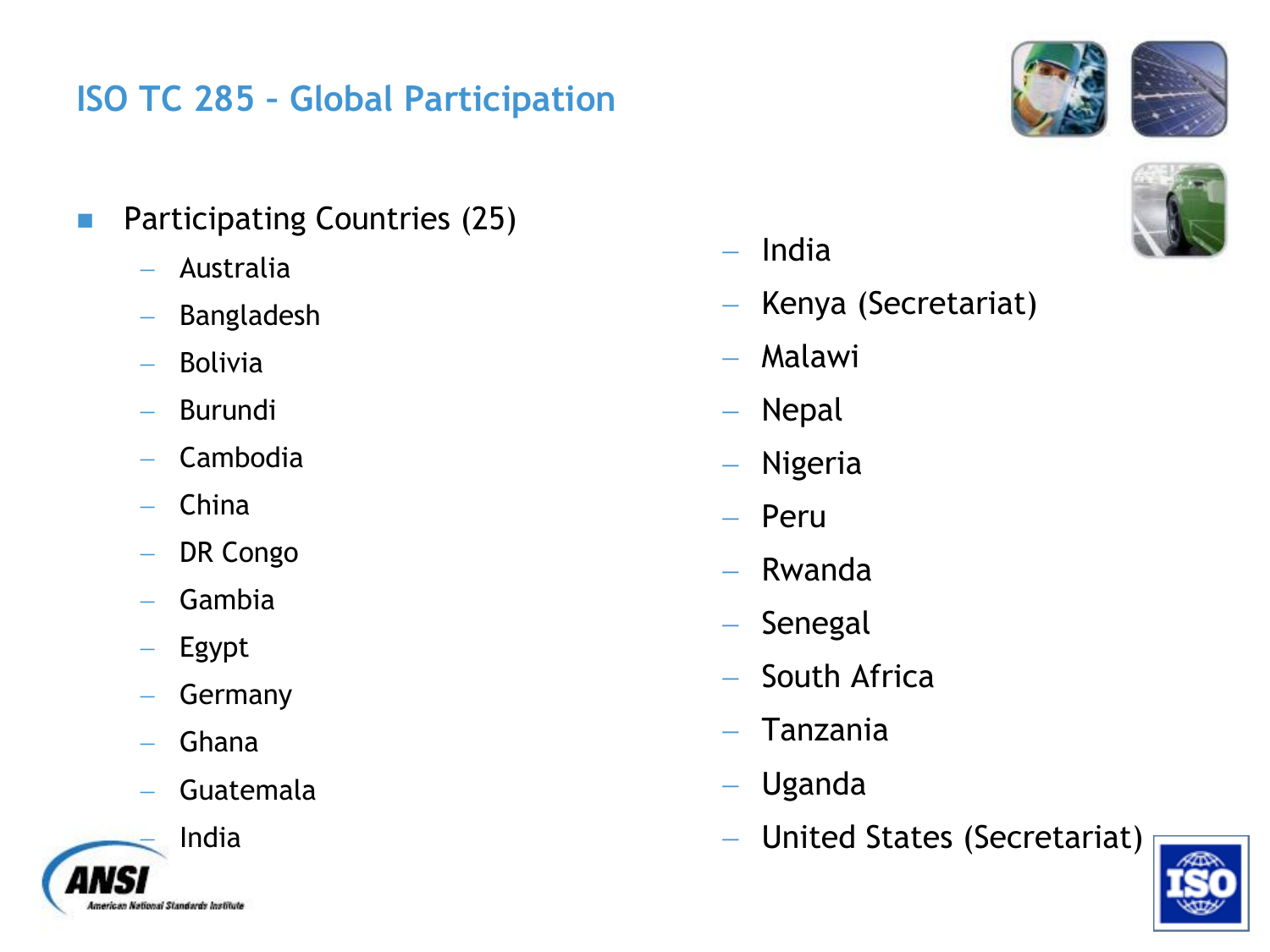# ISO TC 285 – Global Participation

- Participating Countries (25)
  - Australia
  - Bangladesh
  - Bolivia
  - Burundi
  - Cambodia
  - China
  - DR Congo
  - Gambia
  - Egypt
  - Germany
  - Ghana
  - Guatemala
  - India
  - India
  - Kenya (Secretariat)
  - Malawi
  - Nepal
  - Nigeria
  - Peru
  - Rwanda
  - Senegal
  - South Africa
  - Tanzania
  - Uganda
  - United States (Secretariat)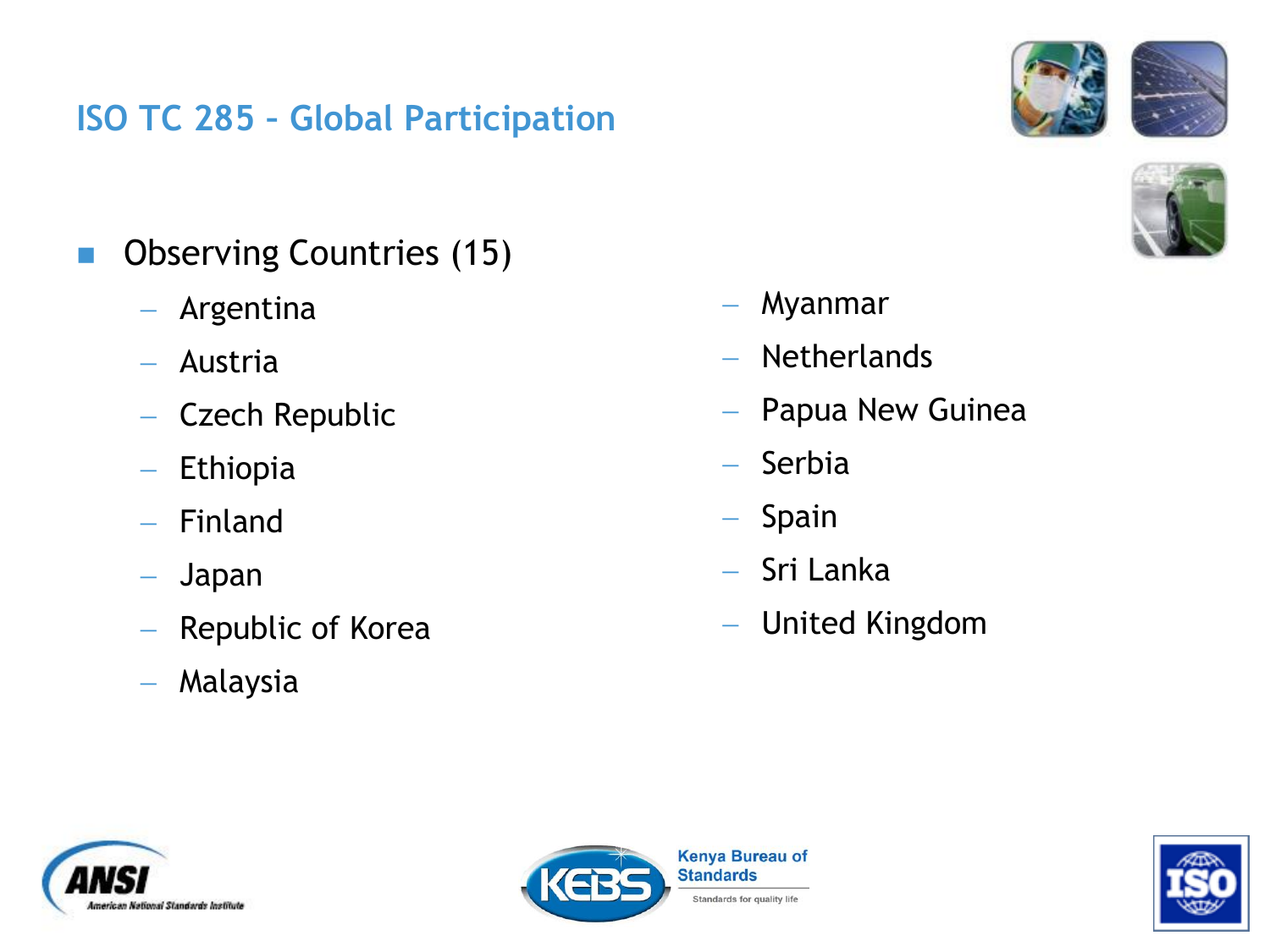## ISO TC 285 – Global Participation

- Observing Countries (15)
  - Argentina
  - Austria
  - Czech Republic
  - Ethiopia
  - Finland
  - Japan
  - Republic of Korea
  - Malaysia
  - Myanmar
  - Netherlands
  - Papua New Guinea
  - Serbia
  - Spain
  - Sri Lanka
  - United Kingdom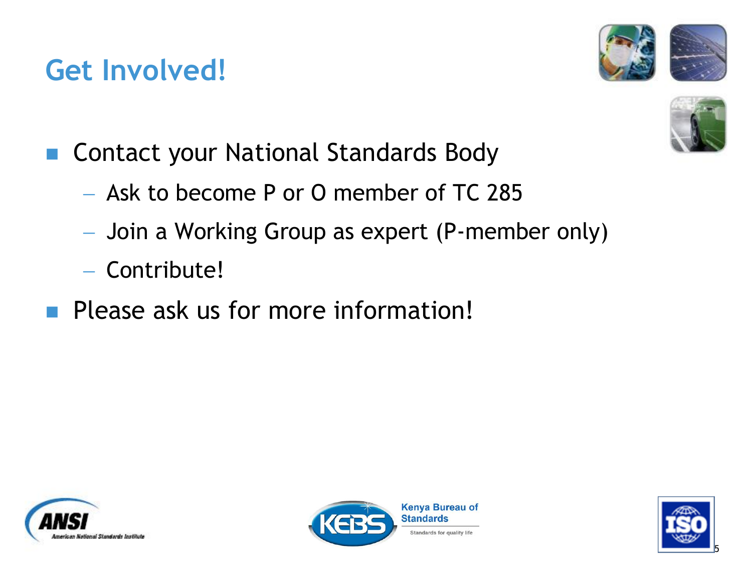# Get Involved!

- Contact your National Standards Body
  - Ask to become P or O member of TC 285
  - Join a Working Group as expert (P-member only)
  - Contribute!
- Please ask us for more information!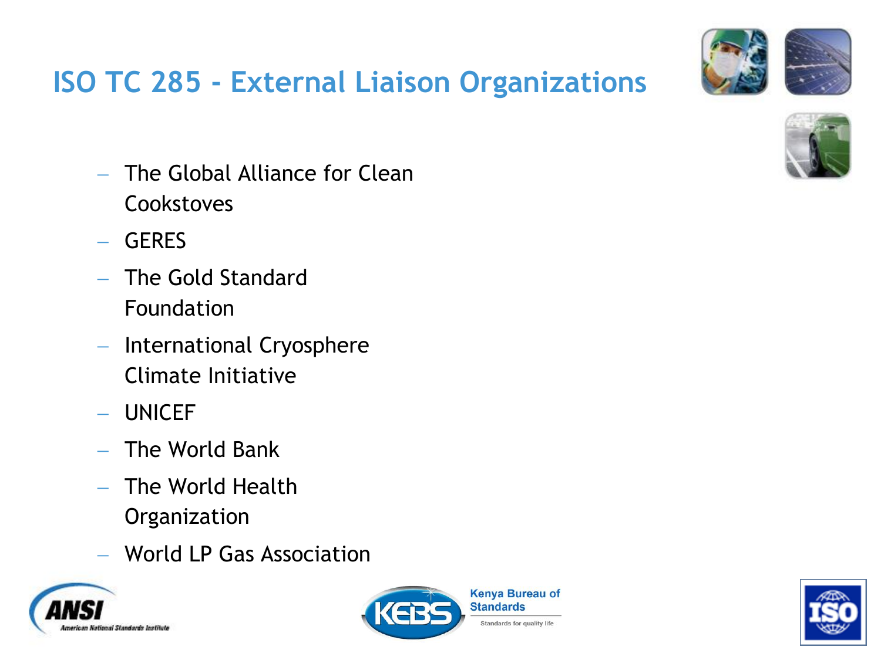# ISO TC 285 - External Liaison Organizations

- The Global Alliance for Clean Cookstoves
- GERES
- The Gold Standard Foundation
- International Cryosphere Climate Initiative
- UNICEF
- The World Bank
- The World Health Organization
- World LP Gas Association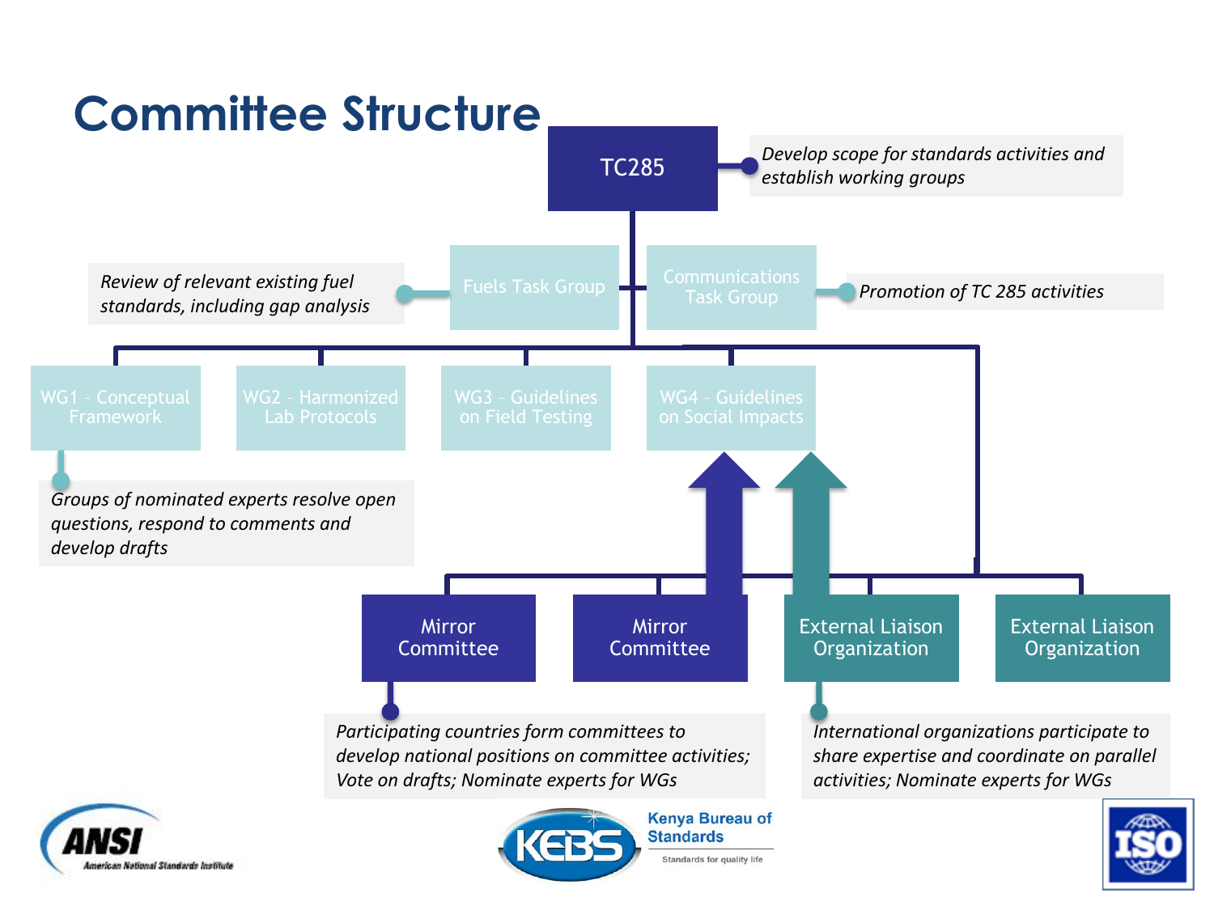# Committee Structure

**TC285**

*Develop scope for standards activities and establish working groups*

**Fuels Task Group** — *Review of relevant existing fuel standards, including gap analysis*

**Communications Task Group** — *Promotion of TC 285 activities*

- WG1 – Conceptual Framework
- WG2 – Harmonized Lab Protocols
- WG3 – Guidelines on Field Testing
- WG4 – Guidelines on Social Impacts

*Groups of nominated experts resolve open questions, respond to comments and develop drafts*

- Mirror Committee
- Mirror Committee
- External Liaison Organization
- External Liaison Organization

*Participating countries form committees to develop national positions on committee activities; Vote on drafts; Nominate experts for WGs*

*International organizations participate to share expertise and coordinate on parallel activities; Nominate experts for WGs*

ANSI American National Standards Institute

KEBS Kenya Bureau of Standards – Standards for quality life

ISO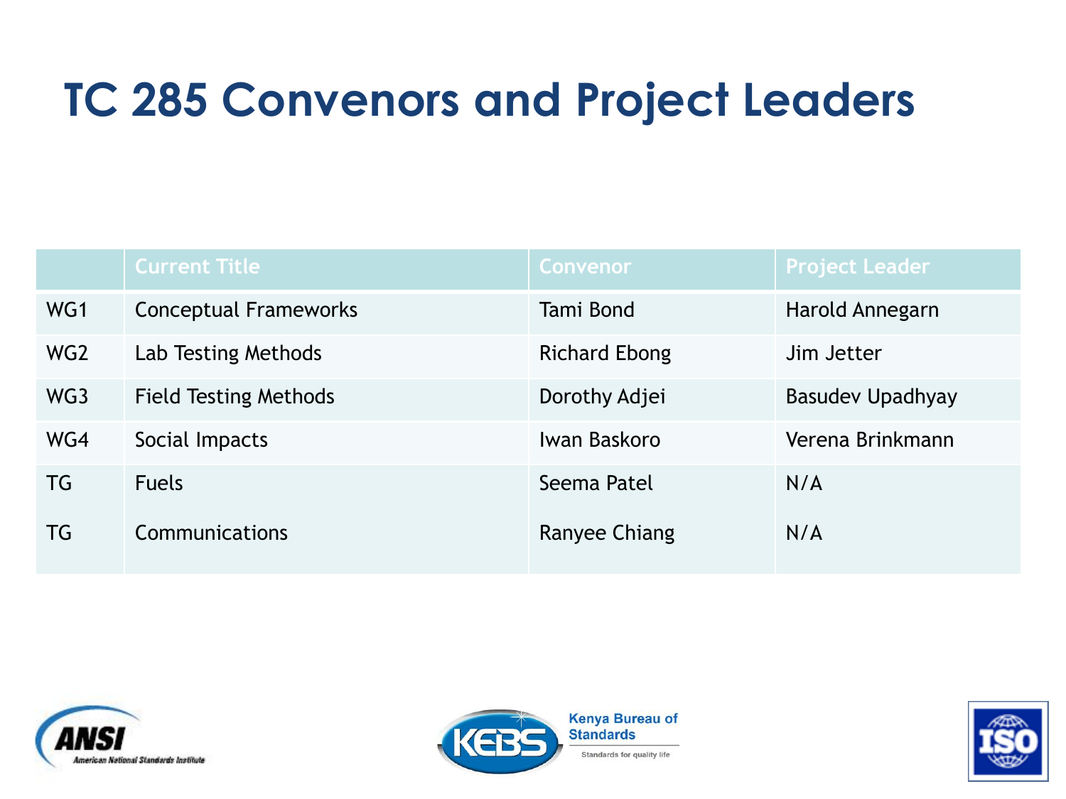# TC 285 Convenors and Project Leaders

| | Current Title | Convenor | Project Leader |
|---|---|---|---|
| WG1 | Conceptual Frameworks | Tami Bond | Harold Annegarn |
| WG2 | Lab Testing Methods | Richard Ebong | Jim Jetter |
| WG3 | Field Testing Methods | Dorothy Adjei | Basudev Upadhyay |
| WG4 | Social Impacts | Iwan Baskoro | Verena Brinkmann |
| TG | Fuels | Seema Patel | N/A |
| TG | Communications | Ranyee Chiang | N/A |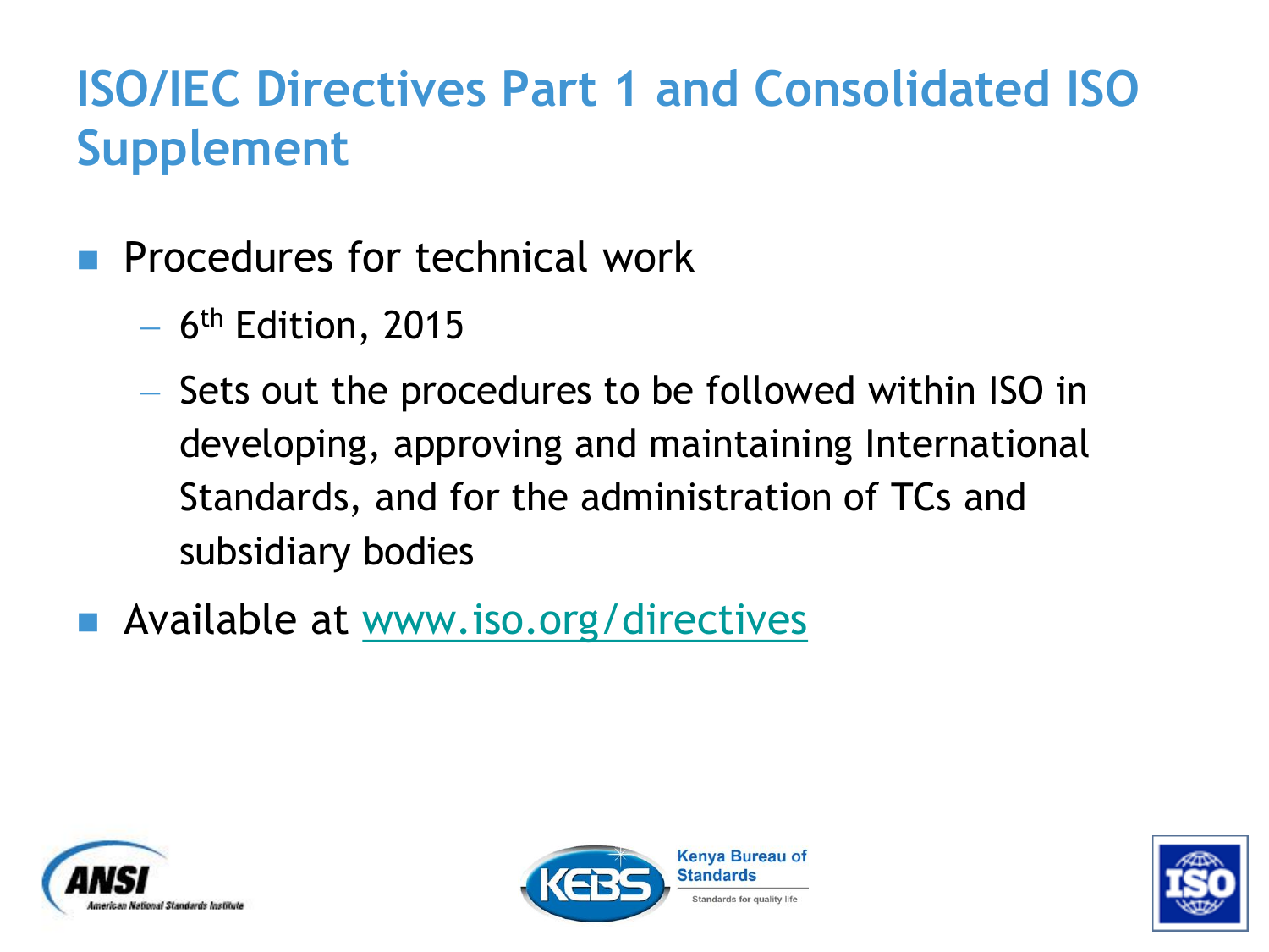# ISO/IEC Directives Part 1 and Consolidated ISO Supplement

- Procedures for technical work
  - 6th Edition, 2015
  - Sets out the procedures to be followed within ISO in developing, approving and maintaining International Standards, and for the administration of TCs and subsidiary bodies
- Available at www.iso.org/directives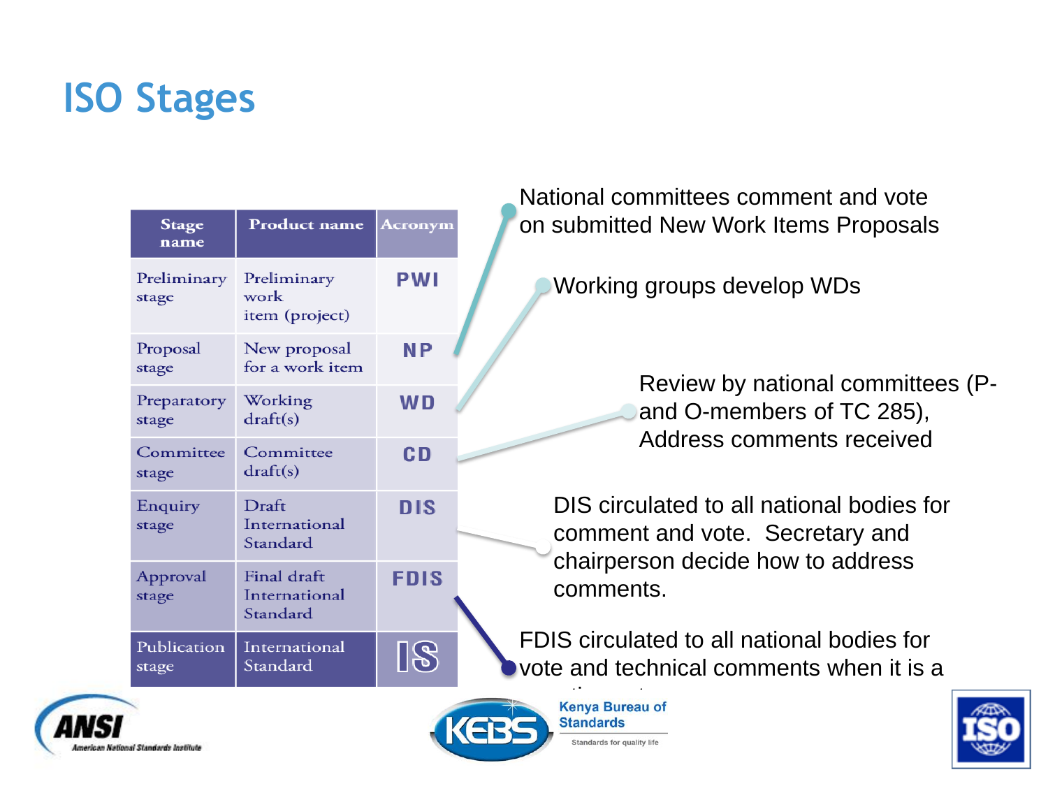# ISO Stages

| Stage name | Product name | Acronym |
|---|---|---|
| Preliminary stage | Preliminary work item (project) | PWI |
| Proposal stage | New proposal for a work item | NP |
| Preparatory stage | Working draft(s) | WD |
| Committee stage | Committee draft(s) | CD |
| Enquiry stage | Draft International Standard | DIS |
| Approval stage | Final draft International Standard | FDIS |
| Publication stage | International Standard | IS |

- National committees comment and vote on submitted New Work Items Proposals
- Working groups develop WDs
- Review by national committees (P- and O-members of TC 285), Address comments received
- DIS circulated to all national bodies for comment and vote. Secretary and chairperson decide how to address comments.
- FDIS circulated to all national bodies for vote and technical comments when it is a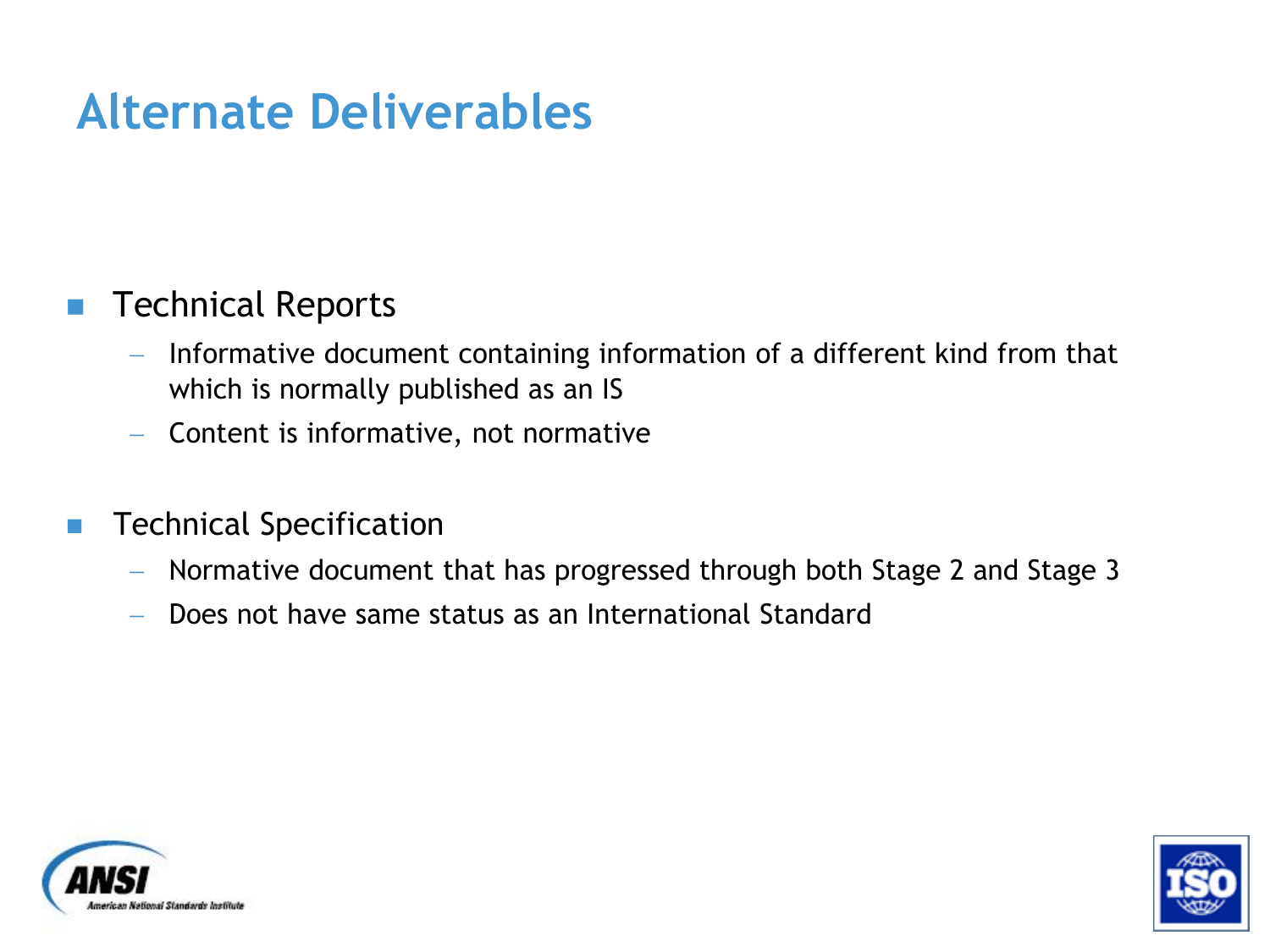# Alternate Deliverables

- Technical Reports
  - Informative document containing information of a different kind from that which is normally published as an IS
  - Content is informative, not normative

- Technical Specification
  - Normative document that has progressed through both Stage 2 and Stage 3
  - Does not have same status as an International Standard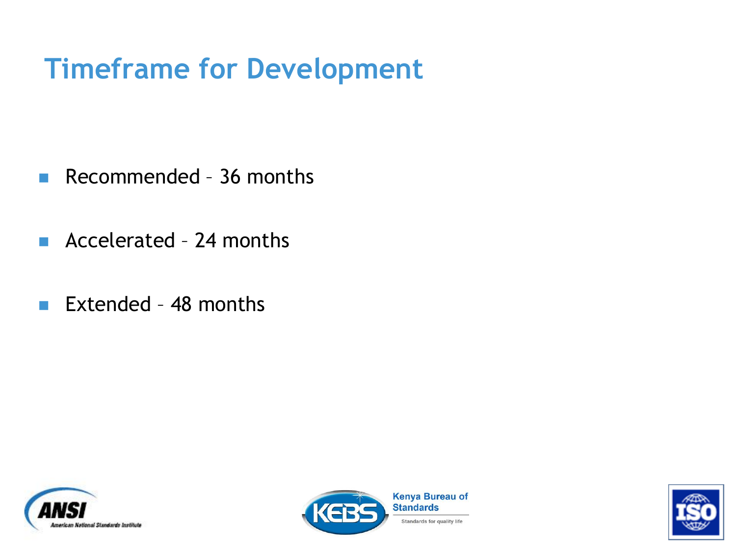# Timeframe for Development

- Recommended – 36 months
- Accelerated – 24 months
- Extended – 48 months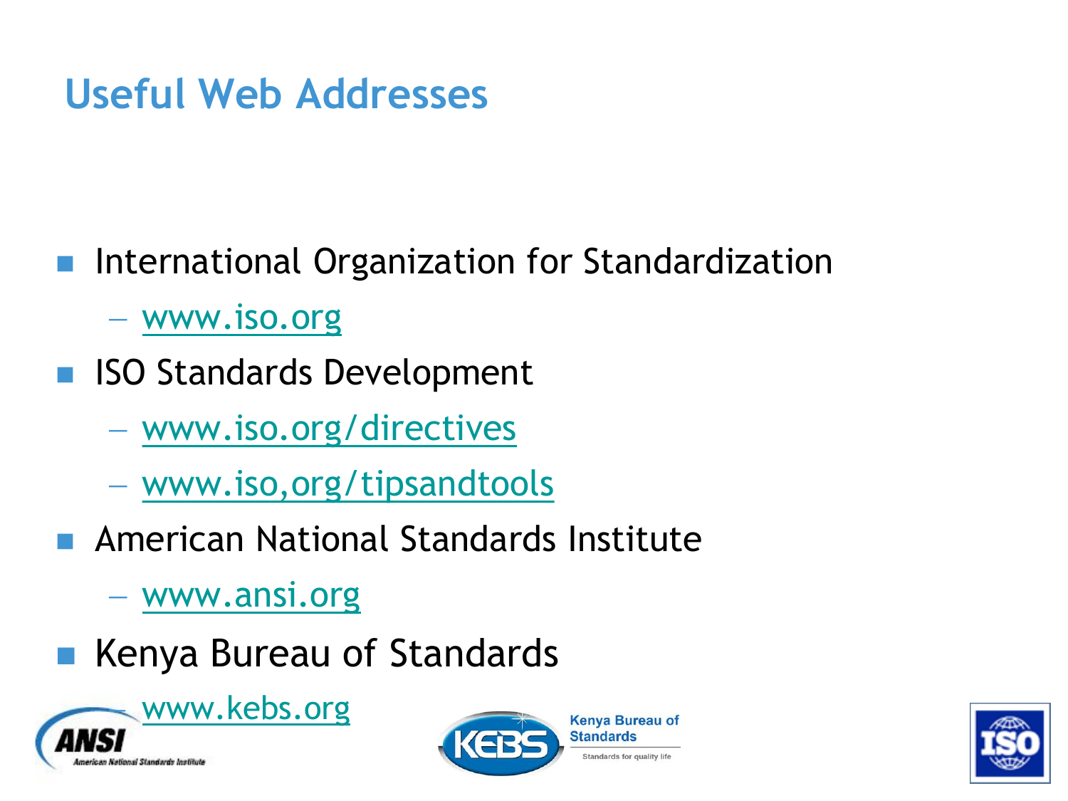## Useful Web Addresses

- International Organization for Standardization
  - www.iso.org
- ISO Standards Development
  - www.iso.org/directives
  - www.iso,org/tipsandtools
- American National Standards Institute
  - www.ansi.org
- Kenya Bureau of Standards
  - www.kebs.org